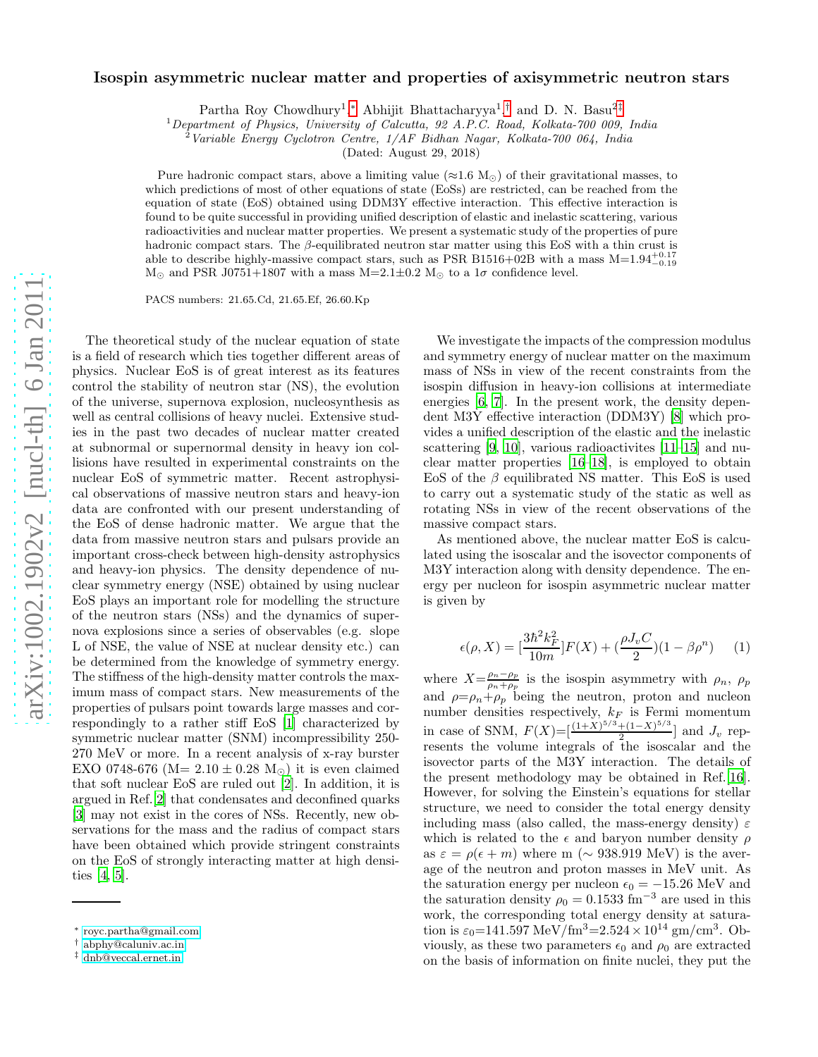# Isospin asymmetric nuclear matter and properties of axisymmetric neutron stars

Partha Roy Chowdhury[1,*], Abhijit Bhattacharyya[1,†] and D. N. Basu[2,‡]

[1]*Department of Physics, University of Calcutta, 92 A.P.C. Road, Kolkata-700 009, India*
[2]*Variable Energy Cyclotron Centre, 1/AF Bidhan Nagar, Kolkata-700 064, India*

(Dated: August 29, 2018)

Pure hadronic compact stars, above a limiting value (≈1.6 M$_\odot$) of their gravitational masses, to which predictions of most of other equations of state (EoSs) are restricted, can be reached from the equation of state (EoS) obtained using DDM3Y effective interaction. This effective interaction is found to be quite successful in providing unified description of elastic and inelastic scattering, various radioactivities and nuclear matter properties. We present a systematic study of the properties of pure hadronic compact stars. The $\beta$-equilibrated neutron star matter using this EoS with a thin crust is able to describe highly-massive compact stars, such as PSR B1516+02B with a mass M=$1.94^{+0.17}_{-0.19}$ M$_\odot$ and PSR J0751+1807 with a mass M=2.1±0.2 M$_\odot$ to a 1$\sigma$ confidence level.

PACS numbers: 21.65.Cd, 21.65.Ef, 26.60.Kp

The theoretical study of the nuclear equation of state is a field of research which ties together different areas of physics. Nuclear EoS is of great interest as its features control the stability of neutron star (NS), the evolution of the universe, supernova explosion, nucleosynthesis as well as central collisions of heavy nuclei. Extensive studies in the past two decades of nuclear matter created at subnormal or supernormal density in heavy ion collisions have resulted in experimental constraints on the nuclear EoS of symmetric matter. Recent astrophysical observations of massive neutron stars and heavy-ion data are confronted with our present understanding of the EoS of dense hadronic matter. We argue that the data from massive neutron stars and pulsars provide an important cross-check between high-density astrophysics and heavy-ion physics. The density dependence of nuclear symmetry energy (NSE) obtained by using nuclear EoS plays an important role for modelling the structure of the neutron stars (NSs) and the dynamics of supernova explosions since a series of observables (e.g. slope L of NSE, the value of NSE at nuclear density etc.) can be determined from the knowledge of symmetry energy. The stiffness of the high-density matter controls the maximum mass of compact stars. New measurements of the properties of pulsars point towards large masses and correspondingly to a rather stiff EoS [1] characterized by symmetric nuclear matter (SNM) incompressibility 250-270 MeV or more. In a recent analysis of x-ray burster EXO 0748-676 (M= 2.10 ± 0.28 M$_\odot$) it is even claimed that soft nuclear EoS are ruled out [2]. In addition, it is argued in Ref.[2] that condensates and deconfined quarks [3] may not exist in the cores of NSs. Recently, new observations for the mass and the radius of compact stars have been obtained which provide stringent constraints on the EoS of strongly interacting matter at high densities [4, 5].

We investigate the impacts of the compression modulus and symmetry energy of nuclear matter on the maximum mass of NSs in view of the recent constraints from the isospin diffusion in heavy-ion collisions at intermediate energies [6, 7]. In the present work, the density dependent M3Y effective interaction (DDM3Y) [8] which provides a unified description of the elastic and the inelastic scattering [9, 10], various radioactivites [11–15] and nuclear matter properties [16–18], is employed to obtain EoS of the $\beta$ equilibrated NS matter. This EoS is used to carry out a systematic study of the static as well as rotating NSs in view of the recent observations of the massive compact stars.

As mentioned above, the nuclear matter EoS is calculated using the isoscalar and the isovector components of M3Y interaction along with density dependence. The energy per nucleon for isospin asymmetric nuclear matter is given by

$$\epsilon(\rho, X) = [\frac{3\hbar^2 k_F^2}{10m}]F(X) + (\frac{\rho J_v C}{2})(1 - \beta\rho^n) \qquad (1)$$

where $X$=$\frac{\rho_n - \rho_p}{\rho_n + \rho_p}$ is the isospin asymmetry with $\rho_n$, $\rho_p$ and $\rho$=$\rho_n$+$\rho_p$ being the neutron, proton and nucleon number densities respectively, $k_F$ is Fermi momentum in case of SNM, $F(X)$=$[\frac{(1+X)^{5/3}+(1-X)^{5/3}}{2}]$ and $J_v$ represents the volume integrals of the isoscalar and the isovector parts of the M3Y interaction. The details of the present methodology may be obtained in Ref.[16]. However, for solving the Einstein's equations for stellar structure, we need to consider the total energy density including mass (also called, the mass-energy density) $\varepsilon$ which is related to the $\epsilon$ and baryon number density $\rho$ as $\varepsilon = \rho(\epsilon + m)$ where m (∼ 938.919 MeV) is the average of the neutron and proton masses in MeV unit. As the saturation energy per nucleon $\epsilon_0 = -15.26$ MeV and the saturation density $\rho_0 = 0.1533$ fm$^{-3}$ are used in this work, the corresponding total energy density at saturation is $\varepsilon_0$=141.597 MeV/fm$^3$=$2.524\times10^{14}$ gm/cm$^3$. Obviously, as these two parameters $\epsilon_0$ and $\rho_0$ are extracted on the basis of information on finite nuclei, they put the

---

* royc.partha@gmail.com
† abphy@caluniv.ac.in
‡ dnb@veccal.ernet.in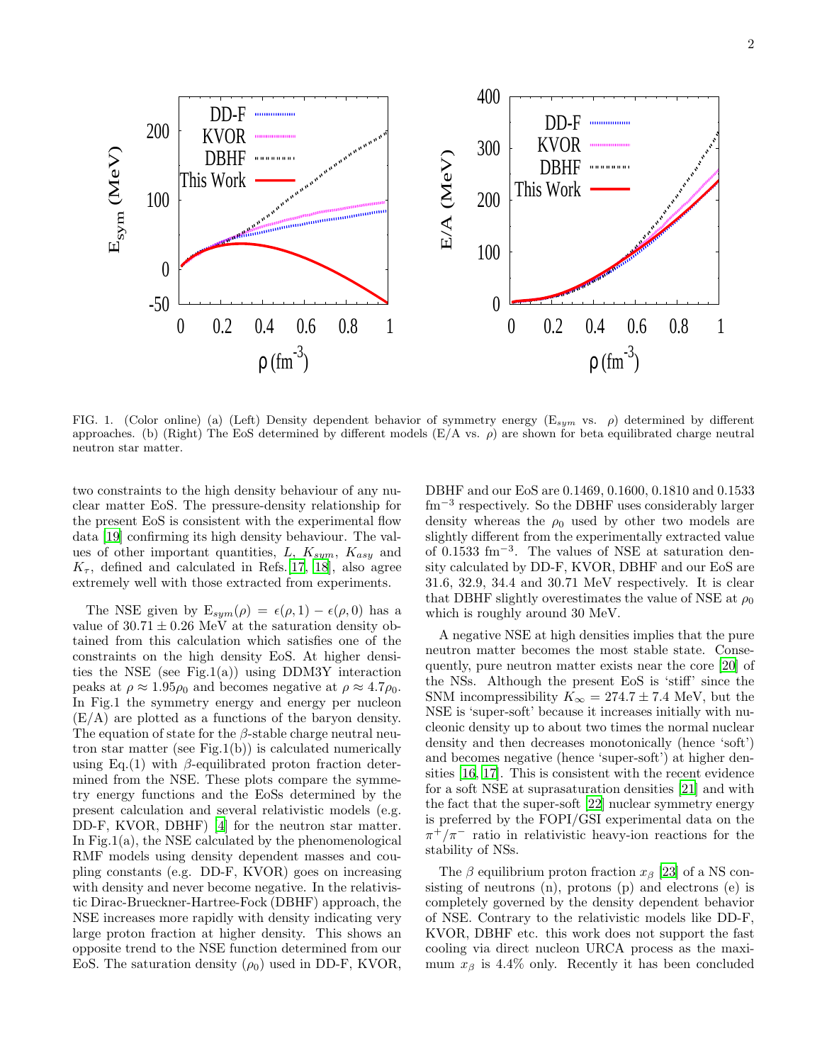$E_{sym}$ (MeV)

200

100

0

-50

0 0.2 0.4 0.6 0.8 1

ρ (fm$^{-3}$)

DD-F

KVOR

DBHF

This Work

E/A (MeV)

400

300

200

100

0

0 0.2 0.4 0.6 0.8 1

ρ (fm$^{-3}$)

DD-F

KVOR

DBHF

This Work

FIG. 1. (Color online) (a) (Left) Density dependent behavior of symmetry energy ($E_{sym}$ vs. $\rho$) determined by different approaches. (b) (Right) The EoS determined by different models (E/A vs. $\rho$) are shown for beta equilibrated charge neutral neutron star matter.

two constraints to the high density behaviour of any nuclear matter EoS. The pressure-density relationship for the present EoS is consistent with the experimental flow data [19] confirming its high density behaviour. The values of other important quantities, $L$, $K_{sym}$, $K_{asy}$ and $K_\tau$, defined and calculated in Refs.[17, 18], also agree extremely well with those extracted from experiments.

The NSE given by $E_{sym}(\rho) = \epsilon(\rho, 1) - \epsilon(\rho, 0)$ has a value of $30.71 \pm 0.26$ MeV at the saturation density obtained from this calculation which satisfies one of the constraints on the high density EoS. At higher densities the NSE (see Fig.1(a)) using DDM3Y interaction peaks at $\rho \approx 1.95\rho_0$ and becomes negative at $\rho \approx 4.7\rho_0$. In Fig.1 the symmetry energy and energy per nucleon (E/A) are plotted as a functions of the baryon density. The equation of state for the $\beta$-stable charge neutral neutron star matter (see Fig.1(b)) is calculated numerically using Eq.(1) with $\beta$-equilibrated proton fraction determined from the NSE. These plots compare the symmetry energy functions and the EoSs determined by the present calculation and several relativistic models (e.g. DD-F, KVOR, DBHF) [4] for the neutron star matter. In Fig.1(a), the NSE calculated by the phenomenological RMF models using density dependent masses and coupling constants (e.g. DD-F, KVOR) goes on increasing with density and never become negative. In the relativistic Dirac-Brueckner-Hartree-Fock (DBHF) approach, the NSE increases more rapidly with density indicating very large proton fraction at higher density. This shows an opposite trend to the NSE function determined from our EoS. The saturation density ($\rho_0$) used in DD-F, KVOR, DBHF and our EoS are 0.1469, 0.1600, 0.1810 and 0.1533 fm$^{-3}$ respectively. So the DBHF uses considerably larger density whereas the $\rho_0$ used by other two models are slightly different from the experimentally extracted value of 0.1533 fm$^{-3}$. The values of NSE at saturation density calculated by DD-F, KVOR, DBHF and our EoS are 31.6, 32.9, 34.4 and 30.71 MeV respectively. It is clear that DBHF slightly overestimates the value of NSE at $\rho_0$ which is roughly around 30 MeV.

A negative NSE at high densities implies that the pure neutron matter becomes the most stable state. Consequently, pure neutron matter exists near the core [20] of the NSs. Although the present EoS is 'stiff' since the SNM incompressibility $K_\infty = 274.7 \pm 7.4$ MeV, but the NSE is 'super-soft' because it increases initially with nucleonic density up to about two times the normal nuclear density and then decreases monotonically (hence 'soft') and becomes negative (hence 'super-soft') at higher densities [16, 17]. This is consistent with the recent evidence for a soft NSE at suprasaturation densities [21] and with the fact that the super-soft [22] nuclear symmetry energy is preferred by the FOPI/GSI experimental data on the $\pi^+/\pi^-$ ratio in relativistic heavy-ion reactions for the stability of NSs.

The $\beta$ equilibrium proton fraction $x_\beta$ [23] of a NS consisting of neutrons (n), protons (p) and electrons (e) is completely governed by the density dependent behavior of NSE. Contrary to the relativistic models like DD-F, KVOR, DBHF etc. this work does not support the fast cooling via direct nucleon URCA process as the maximum $x_\beta$ is 4.4% only. Recently it has been concluded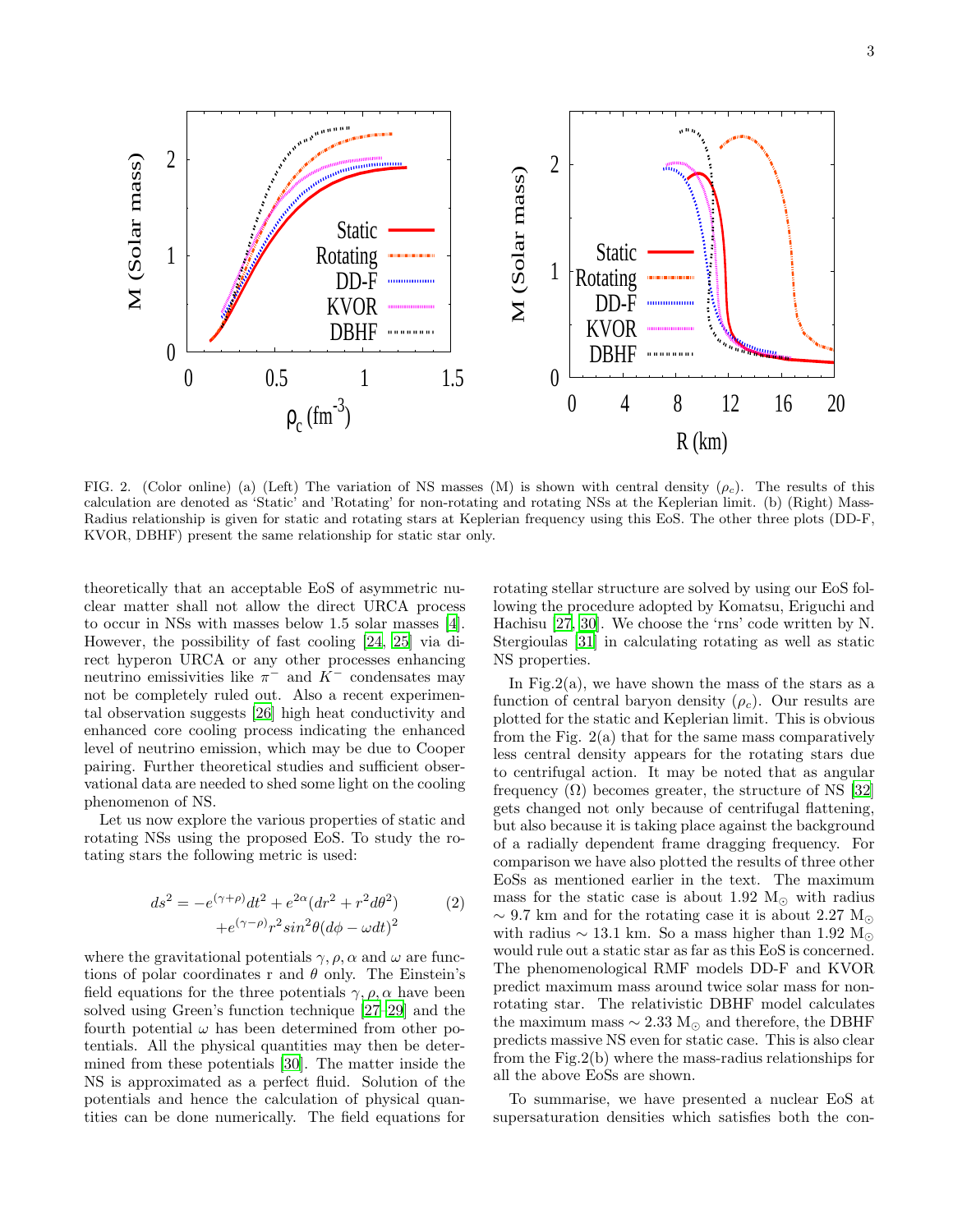M (Solar mass)

2

1

0

0 0.5 1 1.5

$\rho_c$ (fm$^{-3}$)

Static
Rotating
DD-F
KVOR
DBHF

M (Solar mass)

2

1

0

0 4 8 12 16 20

R (km)

Static
Rotating
DD-F
KVOR
DBHF

FIG. 2. (Color online) (a) (Left) The variation of NS masses (M) is shown with central density ($\rho_c$). The results of this calculation are denoted as 'Static' and 'Rotating' for non-rotating and rotating NSs at the Keplerian limit. (b) (Right) Mass-Radius relationship is given for static and rotating stars at Keplerian frequency using this EoS. The other three plots (DD-F, KVOR, DBHF) present the same relationship for static star only.

theoretically that an acceptable EoS of asymmetric nuclear matter shall not allow the direct URCA process to occur in NSs with masses below 1.5 solar masses [4]. However, the possibility of fast cooling [24, 25] via direct hyperon URCA or any other processes enhancing neutrino emissivities like $\pi^-$ and $K^-$ condensates may not be completely ruled out. Also a recent experimental observation suggests [26] high heat conductivity and enhanced core cooling process indicating the enhanced level of neutrino emission, which may be due to Cooper pairing. Further theoretical studies and sufficient observational data are needed to shed some light on the cooling phenomenon of NS.

Let us now explore the various properties of static and rotating NSs using the proposed EoS. To study the rotating stars the following metric is used:

$$ds^2 = -e^{(\gamma+\rho)}dt^2 + e^{2\alpha}(dr^2 + r^2 d\theta^2) + e^{(\gamma-\rho)} r^2 sin^2\theta(d\phi - \omega dt)^2 \quad (2)$$

where the gravitational potentials $\gamma, \rho, \alpha$ and $\omega$ are functions of polar coordinates r and $\theta$ only. The Einstein's field equations for the three potentials $\gamma, \rho, \alpha$ have been solved using Green's function technique [27–29] and the fourth potential $\omega$ has been determined from other potentials. All the physical quantities may then be determined from these potentials [30]. The matter inside the NS is approximated as a perfect fluid. Solution of the potentials and hence the calculation of physical quantities can be done numerically. The field equations for rotating stellar structure are solved by using our EoS following the procedure adopted by Komatsu, Eriguchi and Hachisu [27, 30]. We choose the 'rns' code written by N. Stergioulas [31] in calculating rotating as well as static NS properties.

In Fig.2(a), we have shown the mass of the stars as a function of central baryon density ($\rho_c$). Our results are plotted for the static and Keplerian limit. This is obvious from the Fig. 2(a) that for the same mass comparatively less central density appears for the rotating stars due to centrifugal action. It may be noted that as angular frequency ($\Omega$) becomes greater, the structure of NS [32] gets changed not only because of centrifugal flattening, but also because it is taking place against the background of a radially dependent frame dragging frequency. For comparison we have also plotted the results of three other EoSs as mentioned earlier in the text. The maximum mass for the static case is about 1.92 M$_\odot$ with radius $\sim$ 9.7 km and for the rotating case it is about 2.27 M$_\odot$ with radius $\sim$ 13.1 km. So a mass higher than 1.92 M$_\odot$ would rule out a static star as far as this EoS is concerned. The phenomenological RMF models DD-F and KVOR predict maximum mass around twice solar mass for non-rotating star. The relativistic DBHF model calculates the maximum mass $\sim$ 2.33 M$_\odot$ and therefore, the DBHF predicts massive NS even for static case. This is also clear from the Fig.2(b) where the mass-radius relationships for all the above EoSs are shown.

To summarise, we have presented a nuclear EoS at supersaturation densities which satisfies both the con-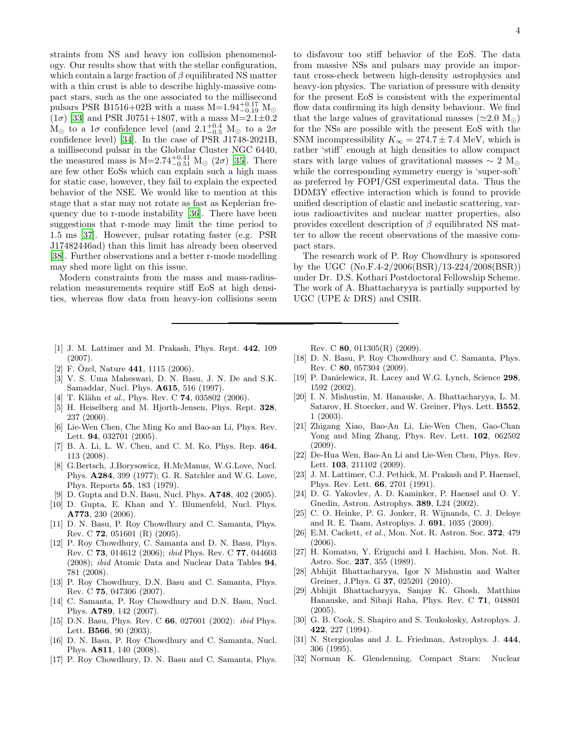straints from NS and heavy ion collision phenomenology. Our results show that with the stellar configuration, which contain a large fraction of $\beta$ equilibrated NS matter with a thin crust is able to describe highly-massive compact stars, such as the one associated to the millisecond pulsars PSR B1516+02B with a mass M=$1.94^{+0.17}_{-0.19}$ M$_\odot$ ($1\sigma$) [33] and PSR J0751+1807, with a mass M=$2.1\pm0.2$ M$_\odot$ to a $1\sigma$ confidence level (and $2.1^{+0.4}_{-0.5}$ M$_\odot$ to a $2\sigma$ confidence level) [34]. In the case of PSR J1748-2021B, a millisecond pulsar in the Globular Cluster NGC 6440, the measured mass is M=$2.74^{+0.41}_{-0.51}$ M$_\odot$ ($2\sigma$) [35]. There are few other EoSs which can explain such a high mass for static case, however, they fail to explain the expected behavior of the NSE. We would like to mention at this stage that a star may not rotate as fast as Keplerian frequency due to r-mode instability [36]. There have been suggestions that r-mode may limit the time period to 1.5 ms [37]. However, pulsar rotating faster (e.g. PSR J17482446ad) than this limit has already been observed [38]. Further observations and a better r-mode modelling may shed more light on this issue.

Modern constraints from the mass and mass-radius-relation measurements require stiff EoS at high densities, whereas flow data from heavy-ion collisions seem to disfavour too stiff behavior of the EoS. The data from massive NSs and pulsars may provide an important cross-check between high-density astrophysics and heavy-ion physics. The variation of pressure with density for the present EoS is consistent with the experimental flow data confirming its high density behaviour. We find that the large values of gravitational masses ($\simeq$2.0 M$_\odot$) for the NSs are possible with the present EoS with the SNM incompressibility $K_\infty = 274.7 \pm 7.4$ MeV, which is rather 'stiff' enough at high densities to allow compact stars with large values of gravitational masses $\sim 2$ M$_\odot$ while the corresponding symmetry energy is 'super-soft' as preferred by FOPI/GSI experimental data. Thus the DDM3Y effective interaction which is found to provide unified description of elastic and inelastic scattering, various radioactivites and nuclear matter properties, also provides excellent description of $\beta$ equilibrated NS matter to allow the recent observations of the massive compact stars.

The research work of P. Roy Chowdhury is sponsored by the UGC (No.F.4-2/2006(BSR)/13-224/2008(BSR)) under Dr. D.S. Kothari Postdoctoral Fellowship Scheme. The work of A. Bhattacharyya is partially supported by UGC (UPE & DRS) and CSIR.

---

[1] J. M. Lattimer and M. Prakash, Phys. Rept. **442**, 109 (2007).
[2] F. Özel, Nature **441**, 1115 (2006).
[3] V. S. Uma Maheswari, D. N. Basu, J. N. De and S.K. Samaddar, Nucl. Phys. **A615**, 516 (1997).
[4] T. Klähn *et al.*, Phys. Rev. C **74**, 035802 (2006).
[5] H. Heiselberg and M. Hjorth-Jensen, Phys. Rept. **328**, 237 (2000).
[6] Lie-Wen Chen, Che Ming Ko and Bao-an Li, Phys. Rev. Lett. **94**, 032701 (2005).
[7] B. A. Li, L. W. Chen, and C. M. Ko, Phys. Rep. **464**, 113 (2008).
[8] G.Bertsch, J.Borysowicz, H.McManus, W.G.Love, Nucl. Phys. **A284**, 399 (1977); G. R. Satchler and W.G. Love, Phys. Reports **55**, 183 (1979).
[9] D. Gupta and D.N. Basu, Nucl. Phys. **A748**, 402 (2005).
[10] D. Gupta, E. Khan and Y. Blumenfeld, Nucl. Phys. **A773**, 230 (2006).
[11] D. N. Basu, P. Roy Chowdhury and C. Samanta, Phys. Rev. C **72**, 051601 (R) (2005).
[12] P. Roy Chowdhury, C. Samanta and D. N. Basu, Phys. Rev. C **73**, 014612 (2006); *ibid* Phys. Rev. C **77**, 044603 (2008); *ibid* Atomic Data and Nuclear Data Tables **94**, 781 (2008).
[13] P. Roy Chowdhury, D.N. Basu and C. Samanta, Phys. Rev. C **75**, 047306 (2007).
[14] C. Samanta, P. Roy Chowdhury and D.N. Basu, Nucl. Phys. **A789**, 142 (2007).
[15] D.N. Basu, Phys. Rev. C **66**, 027601 (2002): *ibid* Phys. Lett. **B566**, 90 (2003).
[16] D. N. Basu, P. Roy Chowdhury and C. Samanta, Nucl. Phys. **A811**, 140 (2008).
[17] P. Roy Chowdhury, D. N. Basu and C. Samanta, Phys. Rev. C **80**, 011305(R) (2009).
[18] D. N. Basu, P. Roy Chowdhury and C. Samanta, Phys. Rev. C **80**, 057304 (2009).
[19] P. Danielewicz, R. Lacey and W.G. Lynch, Science **298**, 1592 (2002).
[20] I. N. Mishustin, M. Hanauske, A. Bhattacharyya, L. M. Satarov, H. Stoecker, and W. Greiner, Phys. Lett. **B552**, 1 (2003).
[21] Zhigang Xiao, Bao-An Li, Lie-Wen Chen, Gao-Chan Yong and Ming Zhang, Phys. Rev. Lett. **102**, 062502 (2009).
[22] De-Hua Wen, Bao-An Li and Lie-Wen Chen, Phys. Rev. Lett. **103**, 211102 (2009).
[23] J. M. Lattimer, C.J. Pethick, M. Prakash and P. Haensel, Phys. Rev. Lett. **66**, 2701 (1991).
[24] D. G. Yakovlev, A. D. Kaminker, P. Haensel and O. Y. Gnedin, Astron. Astrophys. **389**, L24 (2002).
[25] C. O. Heinke, P. G. Jonker, R. Wijnands, C. J. Deloye and R. E. Taam, Astrophys. J. **691**, 1035 (2009).
[26] E.M. Cackett, *et al.*, Mon. Not. R. Astron. Soc. **372**, 479 (2006).
[27] H. Komatsu, Y. Eriguchi and I. Hachisu, Mon. Not. R. Astro. Soc. **237**, 355 (1989).
[28] Abhijit Bhattacharyya, Igor N Mishustin and Walter Greiner, J.Phys. G **37**, 025201 (2010).
[29] Abhijit Bhattacharyya, Sanjay K. Ghosh, Matthias Hanauske, and Sibaji Raha, Phys. Rev. C **71**, 048801 (2005).
[30] G. B. Cook, S. Shapiro and S. Teukolosky, Astrophys. J. **422**, 227 (1994).
[31] N. Stergioulas and J. L. Friedman, Astrophys. J. **444**, 306 (1995).
[32] Norman K. Glendenning, Compact Stars: Nuclear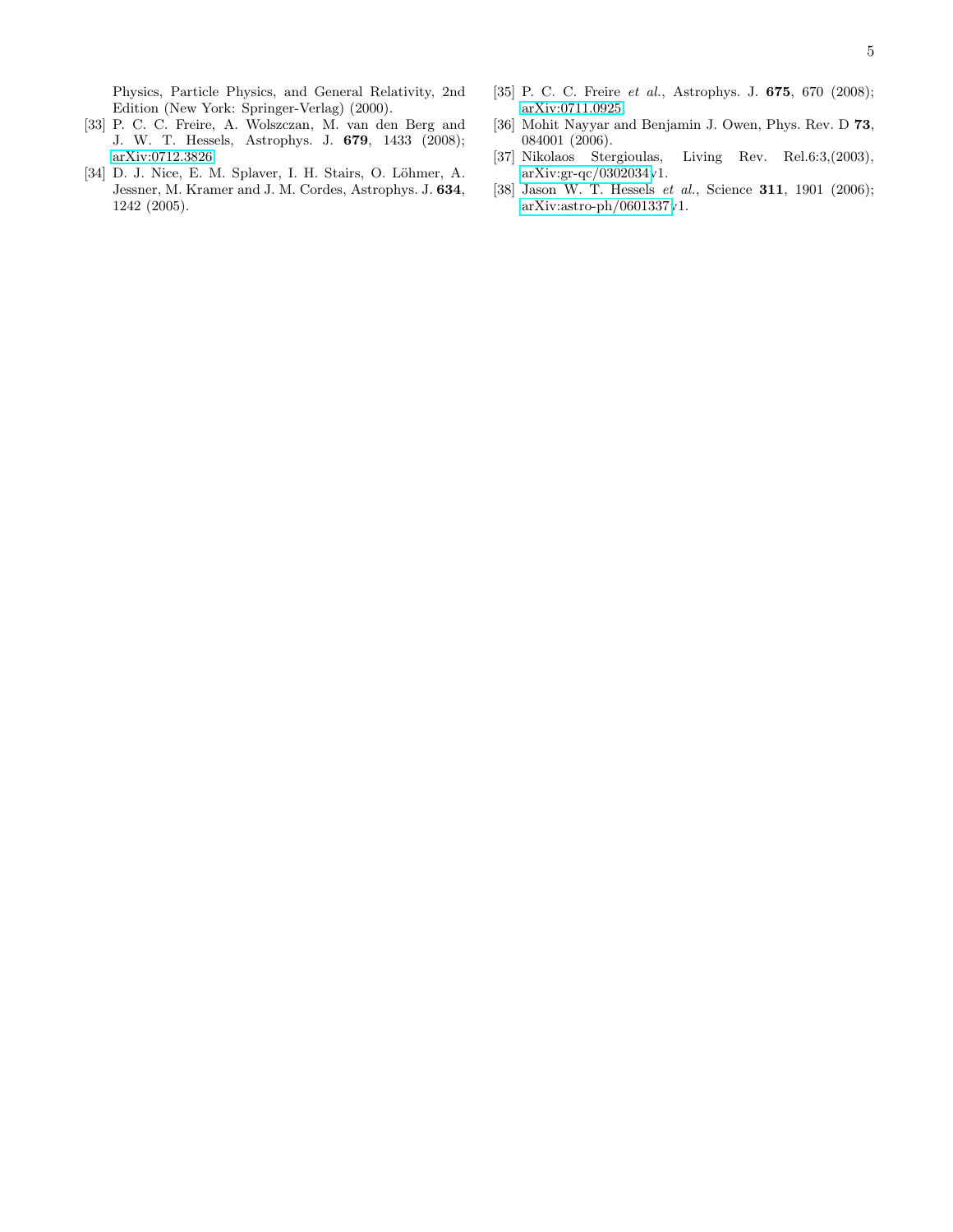Physics, Particle Physics, and General Relativity, 2nd Edition (New York: Springer-Verlag) (2000).

[33] P. C. C. Freire, A. Wolszczan, M. van den Berg and J. W. T. Hessels, Astrophys. J. **679**, 1433 (2008); arXiv:0712.3826.

[34] D. J. Nice, E. M. Splaver, I. H. Stairs, O. Löhmer, A. Jessner, M. Kramer and J. M. Cordes, Astrophys. J. **634**, 1242 (2005).

[35] P. C. C. Freire *et al.*, Astrophys. J. **675**, 670 (2008); arXiv:0711.0925.

[36] Mohit Nayyar and Benjamin J. Owen, Phys. Rev. D **73**, 084001 (2006).

[37] Nikolaos Stergioulas, Living Rev. Rel.6:3,(2003), arXiv:gr-qc/0302034v1.

[38] Jason W. T. Hessels *et al.*, Science **311**, 1901 (2006); arXiv:astro-ph/0601337v1.